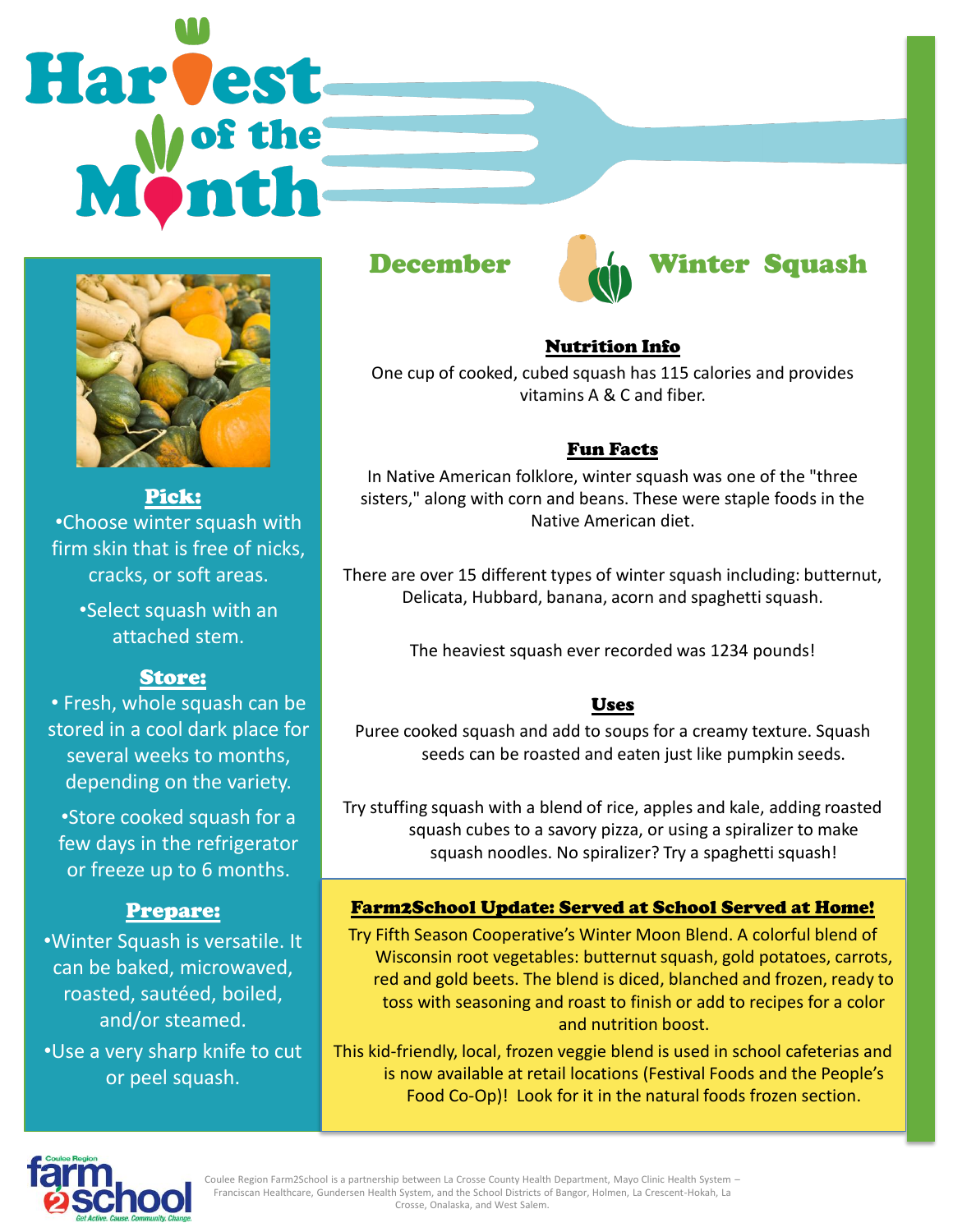# Harvest of the Month

## December — Winter Squash

### Pick:

- Choose winter squash with firm skin that is free of nicks, cracks, or soft areas.
- Select squash with an attached stem.

### Store:

- Fresh, whole squash can be stored in a cool dark place for several weeks to months, depending on the variety.
- Store cooked squash for a few days in the refrigerator or freeze up to 6 months.

### Prepare:

- Winter Squash is versatile. It can be baked, microwaved, roasted, sautéed, boiled, and/or steamed.
- Use a very sharp knife to cut or peel squash.

### Nutrition Info

One cup of cooked, cubed squash has 115 calories and provides vitamins A & C and fiber.

### Fun Facts

In Native American folklore, winter squash was one of the "three sisters," along with corn and beans. These were staple foods in the Native American diet.

There are over 15 different types of winter squash including: butternut, Delicata, Hubbard, banana, acorn and spaghetti squash.

The heaviest squash ever recorded was 1234 pounds!

### Uses

Puree cooked squash and add to soups for a creamy texture. Squash seeds can be roasted and eaten just like pumpkin seeds.

Try stuffing squash with a blend of rice, apples and kale, adding roasted squash cubes to a savory pizza, or using a spiralizer to make squash noodles. No spiralizer? Try a spaghetti squash!

### Farm2School Update: Served at School Served at Home!

Try Fifth Season Cooperative's Winter Moon Blend. A colorful blend of Wisconsin root vegetables: butternut squash, gold potatoes, carrots, red and gold beets. The blend is diced, blanched and frozen, ready to toss with seasoning and roast to finish or add to recipes for a color and nutrition boost.

This kid-friendly, local, frozen veggie blend is used in school cafeterias and is now available at retail locations (Festival Foods and the People's Food Co-Op)! Look for it in the natural foods frozen section.

Coulee Region Farm2School is a partnership between La Crosse County Health Department, Mayo Clinic Health System – Franciscan Healthcare, Gundersen Health System, and the School Districts of Bangor, Holmen, La Crescent-Hokah, La Crosse, Onalaska, and West Salem.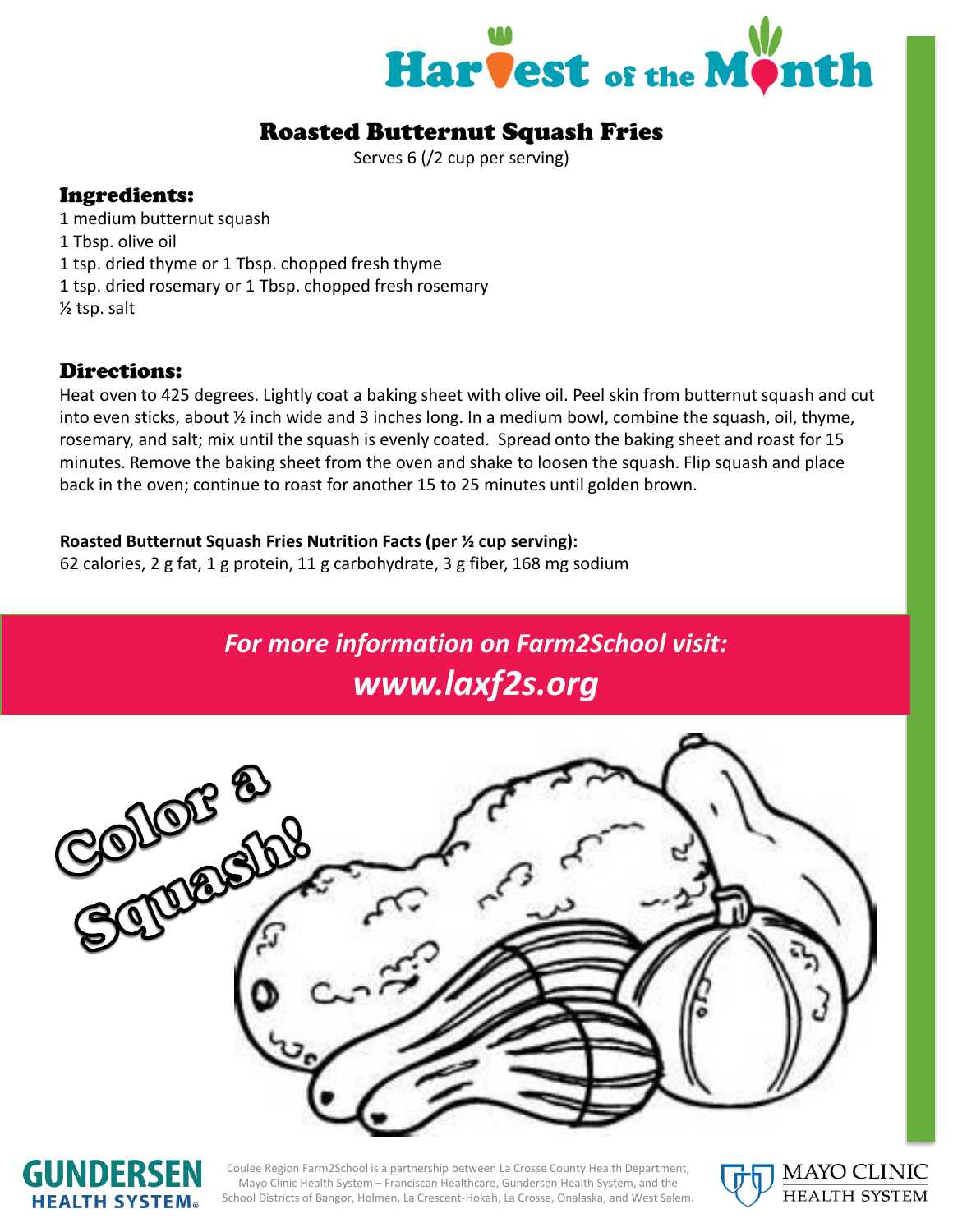# Harvest of the Month

## Roasted Butternut Squash Fries

Serves 6 (/2 cup per serving)

### Ingredients:

1 medium butternut squash
1 Tbsp. olive oil
1 tsp. dried thyme or 1 Tbsp. chopped fresh thyme
1 tsp. dried rosemary or 1 Tbsp. chopped fresh rosemary
½ tsp. salt

### Directions:

Heat oven to 425 degrees. Lightly coat a baking sheet with olive oil. Peel skin from butternut squash and cut into even sticks, about ½ inch wide and 3 inches long. In a medium bowl, combine the squash, oil, thyme, rosemary, and salt; mix until the squash is evenly coated. Spread onto the baking sheet and roast for 15 minutes. Remove the baking sheet from the oven and shake to loosen the squash. Flip squash and place back in the oven; continue to roast for another 15 to 25 minutes until golden brown.

**Roasted Butternut Squash Fries Nutrition Facts (per ½ cup serving):**
62 calories, 2 g fat, 1 g protein, 11 g carbohydrate, 3 g fiber, 168 mg sodium

***For more information on Farm2School visit:***
***www.laxf2s.org***

Color a Squash!

GUNDERSEN HEALTH SYSTEM

Coulee Region Farm2School is a partnership between La Crosse County Health Department, Mayo Clinic Health System – Franciscan Healthcare, Gundersen Health System, and the School Districts of Bangor, Holmen, La Crescent-Hokah, La Crosse, Onalaska, and West Salem.

MAYO CLINIC HEALTH SYSTEM